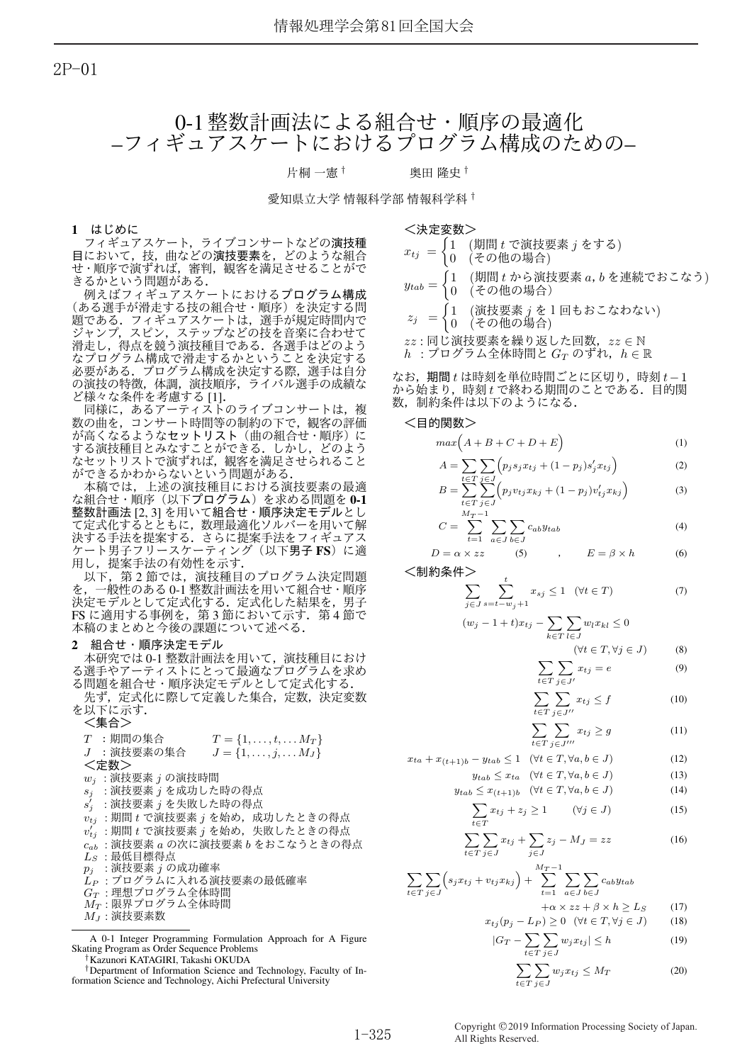2P-01

# 0-1 整数計画法による組合せ・順序の最適化 –フィギュアスケートにおけるプログラム構成のための–

片桐 一憲 [†] 　　奥田 隆史 [†]

愛知県立大学 情報科学部 情報科学科 [†]

## 1 はじめに

フィギュアスケート，ライブコンサートなどの**演技種目**において，技，曲などの**演技要素**を，どのような組合せ・順序で演ずれば，審判，観客を満足させることができるかという問題がある．

例えばフィギュアスケートにおける**プログラム構成**（ある選手が滑走する技の組合せ・順序）を決定する問題である．フィギュアスケートは，選手が規定時間内でジャンプ，スピン，ステップなどの技を音楽に合わせて滑走し，得点を競う演技種目である．各選手はどのようなプログラム構成で滑走するかということを決定する必要がある．プログラム構成を決定する際，選手は自分の演技の特徴，体調，演技順序，ライバル選手の成績など様々な条件を考慮する [1].

同様に，あるアーティストのライブコンサートは，複数の曲を，コンサート時間等の制約の下で，観客の評価が高くなるような**セットリスト**（曲の組合せ・順序）にする演技種目とみなすことができる．しかし，どのようなセットリストで演ずれば，観客を満足させられることができるかわからないという問題がある．

本稿では，上述の演技種目における演技要素の最適な組合せ・順序（以下**プログラム**）を求める問題を **0-1 整数計画法** [2, 3] を用いて**組合せ・順序決定モデル**として定式化するとともに，数理最適化ソルバーを用いて解決する手法を提案する．さらに提案手法をフィギュアスケート男子フリースケーティング（以下**男子 FS**）に適用し，提案手法の有効性を示す．

以下，第 2 節では，演技種目のプログラム決定問題を，一般性のある 0-1 整数計画法を用いて組合せ・順序決定モデルとして定式化する．定式化した結果を，男子 FS に適用する事例を，第 3 節において示す．第 4 節で本稿のまとめと今後の課題について述べる．

## 2 組合せ・順序決定モデル

本研究では 0-1 整数計画法を用いて，演技種目における選手やアーティストにとって最適なプログラムを求める問題を組合せ・順序決定モデルとして定式化する．

先ず，定式化に際して定義した集合，定数，決定変数を以下に示す．

＜集合＞

- $T$ ：期間の集合　　$T = \{1, \ldots, t, \ldots M_T\}$
- $J$ ：演技要素の集合　　$J = \{1, \ldots, j, \ldots M_J\}$

＜定数＞

- $w_j$ ：演技要素 $j$ の演技時間
- $s_j$ ：演技要素 $j$ を成功した時の得点
- $s'_j$ ：演技要素 $j$ を失敗した時の得点
- $v_{tj}$ ：期間 $t$ で演技要素 $j$ を始め，成功したときの得点
- $v'_{tj}$ ：期間 $t$ で演技要素 $j$ を始め，失敗したときの得点
- $c_{ab}$ ：演技要素 $a$ の次に演技要素 $b$ をおこなうときの得点
- $L_S$ ：最低目標得点
- $p_j$ ：演技要素 $j$ の成功確率
- $L_P$ ：プログラムに入れる演技要素の最低確率
- $G_T$ ：理想プログラム全体時間
- $M_T$ ：限界プログラム全体時間
- $M_J$ ：演技要素数

＜決定変数＞

$$x_{tj} = \begin{cases} 1 & (\text{期間 } t \text{ で演技要素 } j \text{ をする}) \\ 0 & (\text{その他の場合}) \end{cases}$$

$$y_{tab} = \begin{cases} 1 & (\text{期間 } t \text{ から演技要素 } a, b \text{ を連続でおこなう}) \\ 0 & (\text{その他の場合}) \end{cases}$$

$$z_j = \begin{cases} 1 & (\text{演技要素 } j \text{ を 1 回もおこなわない}) \\ 0 & (\text{その他の場合}) \end{cases}$$

- $zz$ : 同じ演技要素を繰り返した回数，$zz \in \mathbb{N}$
- $h$ ：プログラム全体時間と $G_T$ のずれ，$h \in \mathbb{R}$

なお，**期間** $t$ は時刻を単位時間ごとに区切り，時刻 $t-1$ から始まり，時刻 $t$ で終わる期間のことである．目的関数，制約条件は以下のようになる．

＜目的関数＞

$$max\Big(A + B + C + D + E\Big) \tag{1}$$

$$A = \sum_{t \in T} \sum_{j \in J} \Big(p_j s_j x_{tj} + (1 - p_j) s'_j x_{tj}\Big) \tag{2}$$

$$B = \sum_{t \in T} \sum_{j \in J} \Big(p_j v_{tj} x_{kj} + (1 - p_j) v'_{tj} x_{kj}\Big) \tag{3}$$

$$C = \sum_{t=1}^{M_T - 1} \sum_{a \in J} \sum_{b \in J} c_{ab} y_{tab} \tag{4}$$

$$D = \alpha \times zz \tag{5}$$

$$E = \beta \times h \tag{6}$$

＜制約条件＞

$$\sum_{j \in J} \sum_{s = t - w_j + 1}^{t} x_{sj} \leq 1 \quad (\forall t \in T) \tag{7}$$

$$(w_j - 1 + t) x_{tj} - \sum_{k \in T} \sum_{l \in J} w_l x_{kl} \leq 0 \quad (\forall t \in T, \forall j \in J) \tag{8}$$

$$\sum_{t \in T} \sum_{j \in J'} x_{tj} = e \tag{9}$$

$$\sum_{t \in T} \sum_{j \in J''} x_{tj} \leq f \tag{10}$$

$$\sum_{t \in T} \sum_{j \in J'''} x_{tj} \geq g \tag{11}$$

$$x_{ta} + x_{(t+1)b} - y_{tab} \leq 1 \quad (\forall t \in T, \forall a, b \in J) \tag{12}$$

$$y_{tab} \leq x_{ta} \quad (\forall t \in T, \forall a, b \in J) \tag{13}$$

$$y_{tab} \leq x_{(t+1)b} \quad (\forall t \in T, \forall a, b \in J) \tag{14}$$

$$\sum_{t \in T} x_{tj} + z_j \geq 1 \quad (\forall j \in J) \tag{15}$$

$$\sum_{t \in T} \sum_{j \in J} x_{tj} + \sum_{j \in J} z_j - M_J = zz \tag{16}$$

$$\sum_{t \in T} \sum_{j \in J} \Big(s_j x_{tj} + v_{tj} x_{kj}\Big) + \sum_{t=1}^{M_T - 1} \sum_{a \in J} \sum_{b \in J} c_{ab} y_{tab} + \alpha \times zz + \beta \times h \geq L_S \tag{17}$$

$$x_{tj}(p_j - L_P) \geq 0 \quad (\forall t \in T, \forall j \in J) \tag{18}$$

$$|G_T - \sum_{t \in T} \sum_{j \in J} w_j x_{tj}| \leq h \tag{19}$$

$$\sum_{t \in T} \sum_{j \in J} w_j x_{tj} \leq M_T \tag{20}$$

---

A 0-1 Integer Programming Formulation Approach for A Figure Skating Program as Order Sequence Problems

†Kazunori KATAGIRI, Takashi OKUDA

†Department of Information Science and Technology, Faculty of Information Science and Technology, Aichi Prefectural University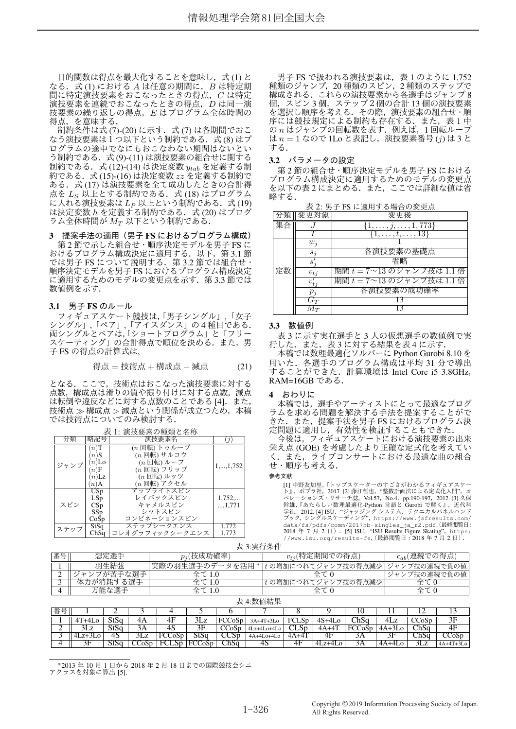目的関数は得点を最大化することを意味し，式 (1) となる．式 (1) における $A$ は任意の期間に，$B$ は特定期間に特定演技要素をおこなったときの得点，$C$ は特定演技要素を連続でおこなったときの得点，$D$ は同一演技要素の繰り返しの得点，$E$ はプログラム全体時間の得点，を意味する．

制約条件は式 (7)-(20) に示す．式 (7) は各期間でおこなう演技要素は 1 つ以下という制約である．式 (8) はプログラムの途中でなにもおこなわない期間はないという制約である．式 (9)-(11) は演技要素の組合せに関する制約である．式 (12)-(14) は決定変数 $y_{tab}$ を定義する制約である．式 (15)-(16) は決定変数 $zz$ を定義する制約である．式 (17) は演技要素を全て成功したときの合計得点を $L_S$ 以上とする制約である．式 (18) はプログラムに入れる演技要素は $L_P$ 以上という制約である．式 (19) は決定変数 $h$ を定義する制約である．式 (20) はプログラム全体時間が $M_T$ 以下という制約である．

## 3 提案手法の適用（男子 FS におけるプログラム構成）

第 2 節で示した組合せ・順序決定モデルを男子 FS におけるプログラム構成決定に適用する．以下，第 3.1 節では男子 FS について説明する．第 3.2 節では組合せ・順序決定モデルを男子 FS におけるプログラム構成決定に適用するためのモデルの変更点を示す．第 3.3 節では数値例を示す．

### 3.1 男子 FS のルール

フィギュアスケート競技は,「男子シングル」,「女子シングル」,「ペア」,「アイスダンス」の 4 種目である．両シングルとペアは,「ショートプログラム」と「フリースケーティング」の合計得点で順位を決める．また，男子 FS の得点の計算式は，

$$\text{得点} = \text{技術点} + \text{構成点} - \text{減点} \qquad (21)$$

となる．ここで，技術点はおこなった演技要素に対する点数，構成点は滑りの質や振り付けに対する点数，減点は転倒や違反などに対する点数のことである [4]．また，技術点 $\gg$ 構成点 $>$ 減点という関係が成立つため，本稿では技術点についてのみ検討する．

表 1: 演技要素の種類と名称

| 分類 | 略記号 | 演技要素名 | $(j)$ |
|---|---|---|---|
| ジャンプ | $(n)$T<br>$(n)$S<br>$(n)$Lo<br>$(n)$F<br>$(n)$Lz<br>$(n)$A | $(n$ 回転$)$ トゥループ<br>$(n$ 回転$)$ サルコウ<br>$(n$ 回転$)$ ループ<br>$(n$ 回転$)$ フリップ<br>$(n$ 回転$)$ ルッツ<br>$(n$ 回転$)$ アクセル | 1,...,1,752 |
| スピン | USp<br>LSp<br>CSp<br>SSp<br>CoSp | アップライトスピン<br>レイバックスピン<br>キャメルスピン<br>シットスピン<br>コンビネーションスピン | 1,752,...<br>...,1,771 |
| ステップ | StSq<br>ChSq | ステップシークエンス<br>コレオグラフィックシークエンス | 1,772<br>1,773 |

男子 FS で扱われる演技要素は，表 1 のように 1,752 種類のジャンプ，20 種類のスピン，2 種類のステップで構成される．これらの演技要素から各選手はジャンプ 8 個，スピン 3 個，ステップ 2 個の合計 13 個の演技要素を選択し順序を考える．その際，演技要素の組合せ・順序には競技規定による制約も存在する．また，表 1 中の $n$ はジャンプの回転数を表す．例えば，1 回転ループは $n = 1$ なので 1Lo と表記し，演技要素番号 $(j)$ は 3 とする．

### 3.2 パラメータの設定

第 2 節の組合せ・順序決定モデルを男子 FS におけるプログラム構成決定に適用するためのモデルの変更点を以下の表 2 にまとめる．また，ここでは詳細な値は省略する．

表 2: 男子 FS に適用する場合の変更点

| 分類 | 変更対象 | 変更後 |
|---|---|---|
| 集合 | $J$ | $\{1,\ldots,j,\ldots,1,773\}$ |
| | $T$ | $\{1,\ldots,t,\ldots,13\}$ |
| 定数 | $w_j$ | 1 |
| | $s_j$ | 各演技要素の基礎点 |
| | $s'_j$ | 省略 |
| | $v_{tj}$ | 期間 $t = 7$〜13 のジャンプ技は 1.1 倍 |
| | $v'_{tj}$ | 期間 $t = 7$〜13 のジャンプ技は 1.1 倍 |
| | $p_j$ | 各演技要素の成功確率 |
| | $G_T$ | 13 |
| | $M_T$ | 13 |

### 3.3 数値例

表 3 に示す実在選手と 3 人の仮想選手の数値例で実行した．また，表 3 に対する結果を表 4 に示す．

本稿では数理最適化ソルバーに Python Gurobi 8.10 を用いた．各選手のプログラム構成は平均 31 分で導出することができた．計算環境は Intel Core i5 3.8GHz, RAM=16GB である．

## 4 おわりに

本稿では，選手やアーティストにとって最適なプログラムを求める問題を解決する手法を提案することができた．また，提案手法を男子 FS におけるプログラム決定問題に適用し，有効性を検証することもできた．

今後は，フィギュアスケートにおける演技要素の出来栄え点 (GOE) を考慮したより正確な定式化を考えていく．また，ライブコンサートにおける最適な曲の組合せ・順序も考える．

**参考文献**

[1] 中野友加里,『トップスケーターのすごさがわかるフィギュアスケート』，ポプラ社，2017. [2] 藤江哲也，"整数計画法による定式化入門"，オペレーションズ・リサーチ誌，Vol.57，No.4，pp.190-197，2012. [3] 久保幹雄,『あたらしい数理最適化-Python 言語と Gurobi で解く』，近代科学社，2012. [4] ISU，"ジャッジング システム，テクニカルパネルハンドブック，シングルスケーティング"，https://www.jsfresults.com/data/fs/pdfs/comm/2017hb-singles_ja_r2.pdf,(最終閲覧日: 2018 年 7 月 2 日)．[5] ISU，"ISU Results Figure Skating"，https://www.isu.org/results-fs,(最終閲覧日：2018 年 7 月 2 日)．

表 3:実行条件

| 番号 | 想定選手 | $p_j$(技成功確率) | $v_{tj}$(特定期間での得点) | $c_{ab}$(連続での得点) |
|---|---|---|---|---|
| 1 | 羽生結弦 | 実際の羽生選手のデータを活用 * | $t$ の増加につれてジャンプ技の得点減少 | ジャンプ技の連続で負の値 |
| 2 | ジャンプが苦手な選手 | 全て 1.0 | 全て 0 | ジャンプ技の連続で負の値 |
| 3 | 体力が消耗する選手 | 全て 1.0 | $t$ の増加につれてジャンプ技の得点減少 | 全て 0 |
| 4 | 万能な選手 | 全て 1.0 | 全て 0 | 全て 0 |

表 4:数値結果

| 番号 | 1 | 2 | 3 | 4 | 5 | 6 | 7 | 8 | 9 | 10 | 11 | 12 | 13 |
|---|---|---|---|---|---|---|---|---|---|---|---|---|---|
| 1 | 4T+4Lo | StSq | 4A | 4F | 3Lz | FCCoSp | 3A+4T+3Lo | FCLSp | 4S+4Lo | ChSq | 4Lz | CCoSp | 3F |
| 2 | 3Lz | StSq | 3A | 4S | 3F | CCoSp | 4Lz+4Lo+4Lo | CLSp | 4A+4T | FCCoSp | 4A+3Lo | ChSq | 4F |
| 3 | 4Lz+3Lo | 4S | 3Lz | FCCoSp | StSq | CCSp | 4A+4Lo+4Lo | 4A+4T | 4F | 3A | 3F | ChSq | CCoSp |
| 4 | 3F | StSq | CCoSp | FCLSp | FCCoSp | ChSq | 4S | 4F | 4Lz+4Lo | 3A | 4A+4Lo | 3Lz | 4A+4T+3Lo |

*2013 年 10 月 1 日から 2018 年 2 月 18 日までの国際競技会シニアクラスを対象に算出 [5].